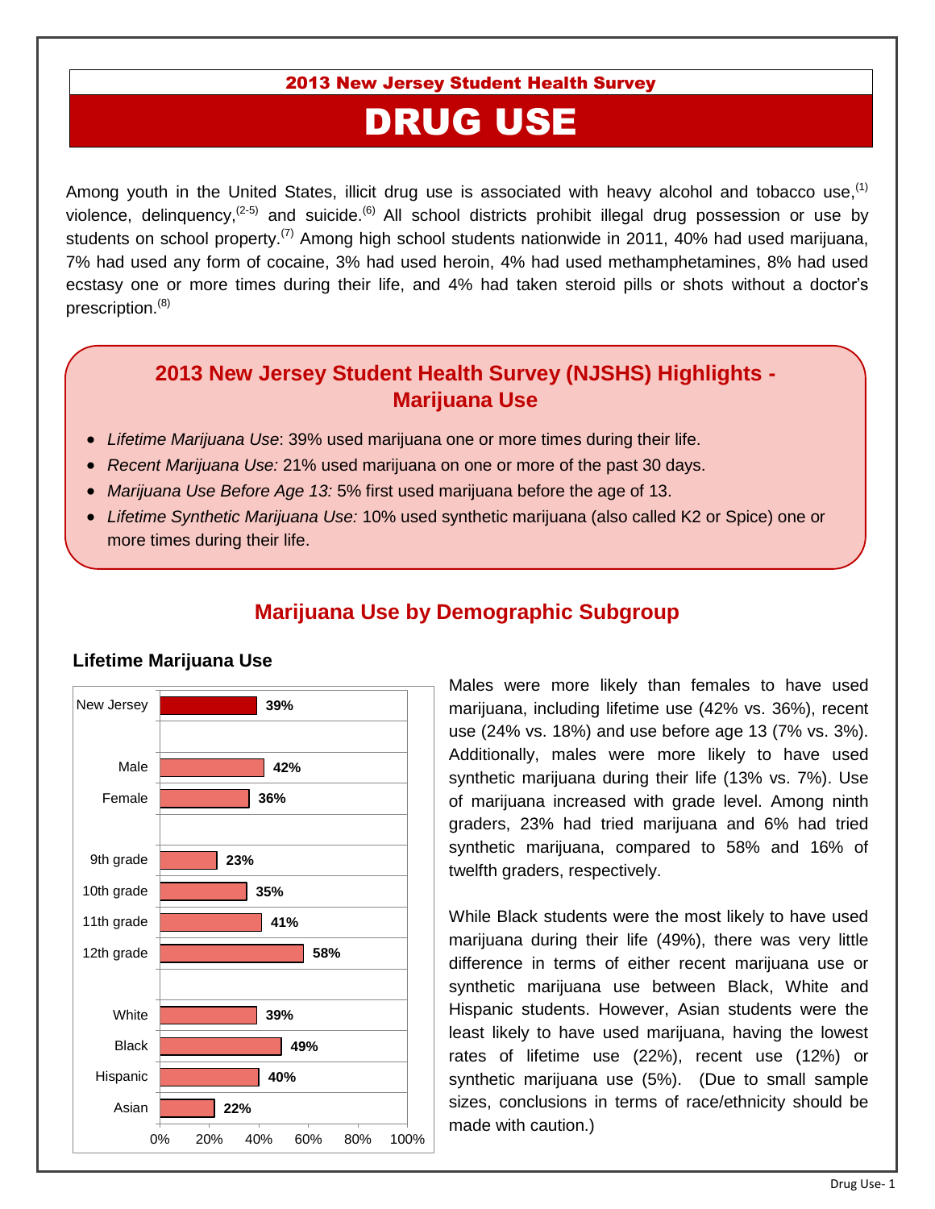2013 New Jersey Student Health Survey

# DRUG USE

Among youth in the United States, illicit drug use is associated with heavy alcohol and tobacco use,[1] violence, delinquency,[2-5] and suicide.[6] All school districts prohibit illegal drug possession or use by students on school property.[7] Among high school students nationwide in 2011, 40% had used marijuana, 7% had used any form of cocaine, 3% had used heroin, 4% had used methamphetamines, 8% had used ecstasy one or more times during their life, and 4% had taken steroid pills or shots without a doctor's prescription.[8]

## 2013 New Jersey Student Health Survey (NJSHS) Highlights - Marijuana Use

- *Lifetime Marijuana Use*: 39% used marijuana one or more times during their life.
- *Recent Marijuana Use:* 21% used marijuana on one or more of the past 30 days.
- *Marijuana Use Before Age 13:* 5% first used marijuana before the age of 13.
- *Lifetime Synthetic Marijuana Use:* 10% used synthetic marijuana (also called K2 or Spice) one or more times during their life.

## Marijuana Use by Demographic Subgroup

### Lifetime Marijuana Use

| Group | Lifetime Marijuana Use |
|---|---|
| New Jersey | 39% |
| Male | 42% |
| Female | 36% |
| 9th grade | 23% |
| 10th grade | 35% |
| 11th grade | 41% |
| 12th grade | 58% |
| White | 39% |
| Black | 49% |
| Hispanic | 40% |
| Asian | 22% |

Males were more likely than females to have used marijuana, including lifetime use (42% vs. 36%), recent use (24% vs. 18%) and use before age 13 (7% vs. 3%). Additionally, males were more likely to have used synthetic marijuana during their life (13% vs. 7%). Use of marijuana increased with grade level. Among ninth graders, 23% had tried marijuana and 6% had tried synthetic marijuana, compared to 58% and 16% of twelfth graders, respectively.

While Black students were the most likely to have used marijuana during their life (49%), there was very little difference in terms of either recent marijuana use or synthetic marijuana use between Black, White and Hispanic students. However, Asian students were the least likely to have used marijuana, having the lowest rates of lifetime use (22%), recent use (12%) or synthetic marijuana use (5%). (Due to small sample sizes, conclusions in terms of race/ethnicity should be made with caution.)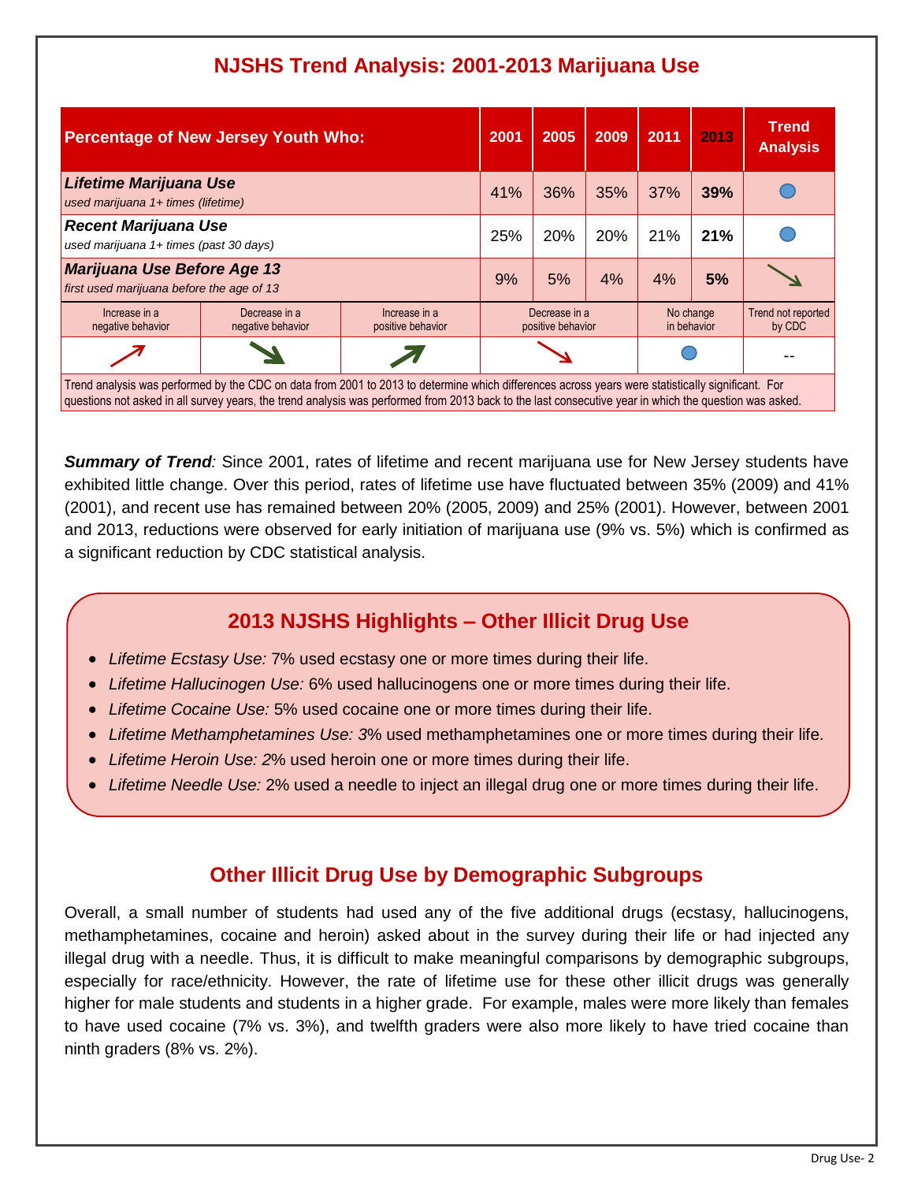# NJSHS Trend Analysis: 2001-2013 Marijuana Use

| Percentage of New Jersey Youth Who: | 2001 | 2005 | 2009 | 2011 | 2013 | Trend Analysis |
|---|---|---|---|---|---|---|
| ***Lifetime Marijuana Use*** *used marijuana 1+ times (lifetime)* | 41% | 36% | 35% | 37% | **39%** | No change in behavior |
| ***Recent Marijuana Use*** *used marijuana 1+ times (past 30 days)* | 25% | 20% | 20% | 21% | **21%** | No change in behavior |
| ***Marijuana Use Before Age 13*** *first used marijuana before the age of 13* | 9% | 5% | 4% | 4% | **5%** | Decrease in a negative behavior |

| Increase in a negative behavior | Decrease in a negative behavior | Increase in a positive behavior | Decrease in a positive behavior | No change in behavior | Trend not reported by CDC |
|---|---|---|---|---|---|
| ↗ | ↘ | ↗ | ↘ | ● | -- |

Trend analysis was performed by the CDC on data from 2001 to 2013 to determine which differences across years were statistically significant. For questions not asked in all survey years, the trend analysis was performed from 2013 back to the last consecutive year in which the question was asked.

***Summary of Trend:*** Since 2001, rates of lifetime and recent marijuana use for New Jersey students have exhibited little change. Over this period, rates of lifetime use have fluctuated between 35% (2009) and 41% (2001), and recent use has remained between 20% (2005, 2009) and 25% (2001). However, between 2001 and 2013, reductions were observed for early initiation of marijuana use (9% vs. 5%) which is confirmed as a significant reduction by CDC statistical analysis.

## 2013 NJSHS Highlights – Other Illicit Drug Use

- *Lifetime Ecstasy Use:* 7% used ecstasy one or more times during their life.
- *Lifetime Hallucinogen Use:* 6% used hallucinogens one or more times during their life.
- *Lifetime Cocaine Use:* 5% used cocaine one or more times during their life.
- *Lifetime Methamphetamines Use: 3*% used methamphetamines one or more times during their life.
- *Lifetime Heroin Use: 2*% used heroin one or more times during their life.
- *Lifetime Needle Use:* 2% used a needle to inject an illegal drug one or more times during their life.

## Other Illicit Drug Use by Demographic Subgroups

Overall, a small number of students had used any of the five additional drugs (ecstasy, hallucinogens, methamphetamines, cocaine and heroin) asked about in the survey during their life or had injected any illegal drug with a needle. Thus, it is difficult to make meaningful comparisons by demographic subgroups, especially for race/ethnicity. However, the rate of lifetime use for these other illicit drugs was generally higher for male students and students in a higher grade. For example, males were more likely than females to have used cocaine (7% vs. 3%), and twelfth graders were also more likely to have tried cocaine than ninth graders (8% vs. 2%).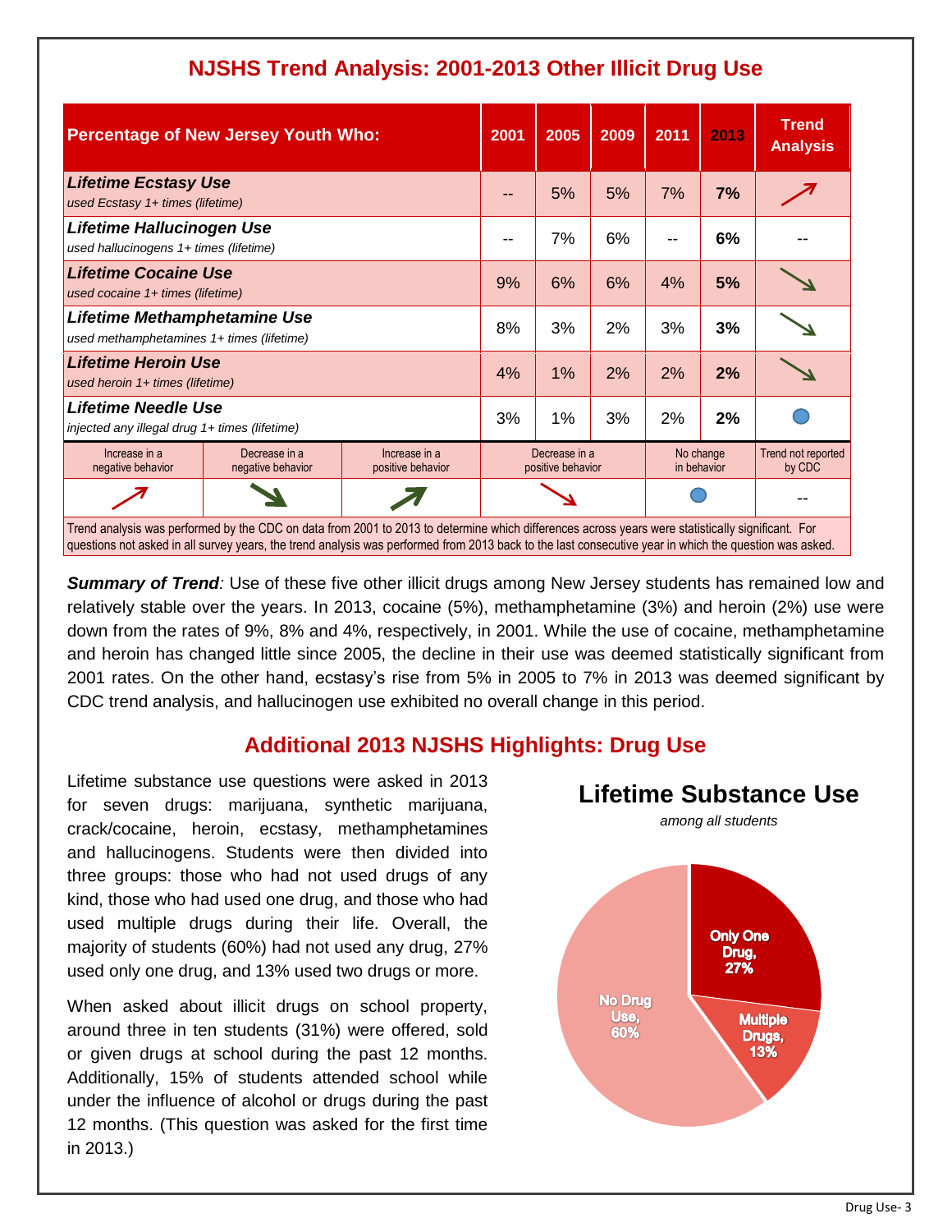## NJSHS Trend Analysis: 2001-2013 Other Illicit Drug Use

| Percentage of New Jersey Youth Who: | 2001 | 2005 | 2009 | 2011 | 2013 | Trend Analysis |
|---|---|---|---|---|---|---|
| ***Lifetime Ecstasy Use*** *used Ecstasy 1+ times (lifetime)* | -- | 5% | 5% | 7% | **7%** | ↗ (Increase in a negative behavior) |
| ***Lifetime Hallucinogen Use*** *used hallucinogens 1+ times (lifetime)* | -- | 7% | 6% | -- | **6%** | -- |
| ***Lifetime Cocaine Use*** *used cocaine 1+ times (lifetime)* | 9% | 6% | 6% | 4% | **5%** | ↘ (Decrease in a positive behavior) |
| ***Lifetime Methamphetamine Use*** *used methamphetamines 1+ times (lifetime)* | 8% | 3% | 2% | 3% | **3%** | ↘ (Decrease in a positive behavior) |
| ***Lifetime Heroin Use*** *used heroin 1+ times (lifetime)* | 4% | 1% | 2% | 2% | **2%** | ↘ (Decrease in a positive behavior) |
| ***Lifetime Needle Use*** *injected any illegal drug 1+ times (lifetime)* | 3% | 1% | 3% | 2% | **2%** | ● (No change in behavior) |

| Increase in a negative behavior | Decrease in a negative behavior | Increase in a positive behavior | Decrease in a positive behavior | No change in behavior | Trend not reported by CDC |
|---|---|---|---|---|---|
| ↗ | ↘ | ↗ | ↘ | ● | -- |

Trend analysis was performed by the CDC on data from 2001 to 2013 to determine which differences across years were statistically significant. For questions not asked in all survey years, the trend analysis was performed from 2013 back to the last consecutive year in which the question was asked.

***Summary of Trend**:* Use of these five other illicit drugs among New Jersey students has remained low and relatively stable over the years. In 2013, cocaine (5%), methamphetamine (3%) and heroin (2%) use were down from the rates of 9%, 8% and 4%, respectively, in 2001. While the use of cocaine, methamphetamine and heroin has changed little since 2005, the decline in their use was deemed statistically significant from 2001 rates. On the other hand, ecstasy's rise from 5% in 2005 to 7% in 2013 was deemed significant by CDC trend analysis, and hallucinogen use exhibited no overall change in this period.

## Additional 2013 NJSHS Highlights: Drug Use

Lifetime substance use questions were asked in 2013 for seven drugs: marijuana, synthetic marijuana, crack/cocaine, heroin, ecstasy, methamphetamines and hallucinogens. Students were then divided into three groups: those who had not used drugs of any kind, those who had used one drug, and those who had used multiple drugs during their life. Overall, the majority of students (60%) had not used any drug, 27% used only one drug, and 13% used two drugs or more.

When asked about illicit drugs on school property, around three in ten students (31%) were offered, sold or given drugs at school during the past 12 months. Additionally, 15% of students attended school while under the influence of alcohol or drugs during the past 12 months. (This question was asked for the first time in 2013.)

**Lifetime Substance Use**

*among all students*

- No Drug Use, 60%
- Only One Drug, 27%
- Multiple Drugs, 13%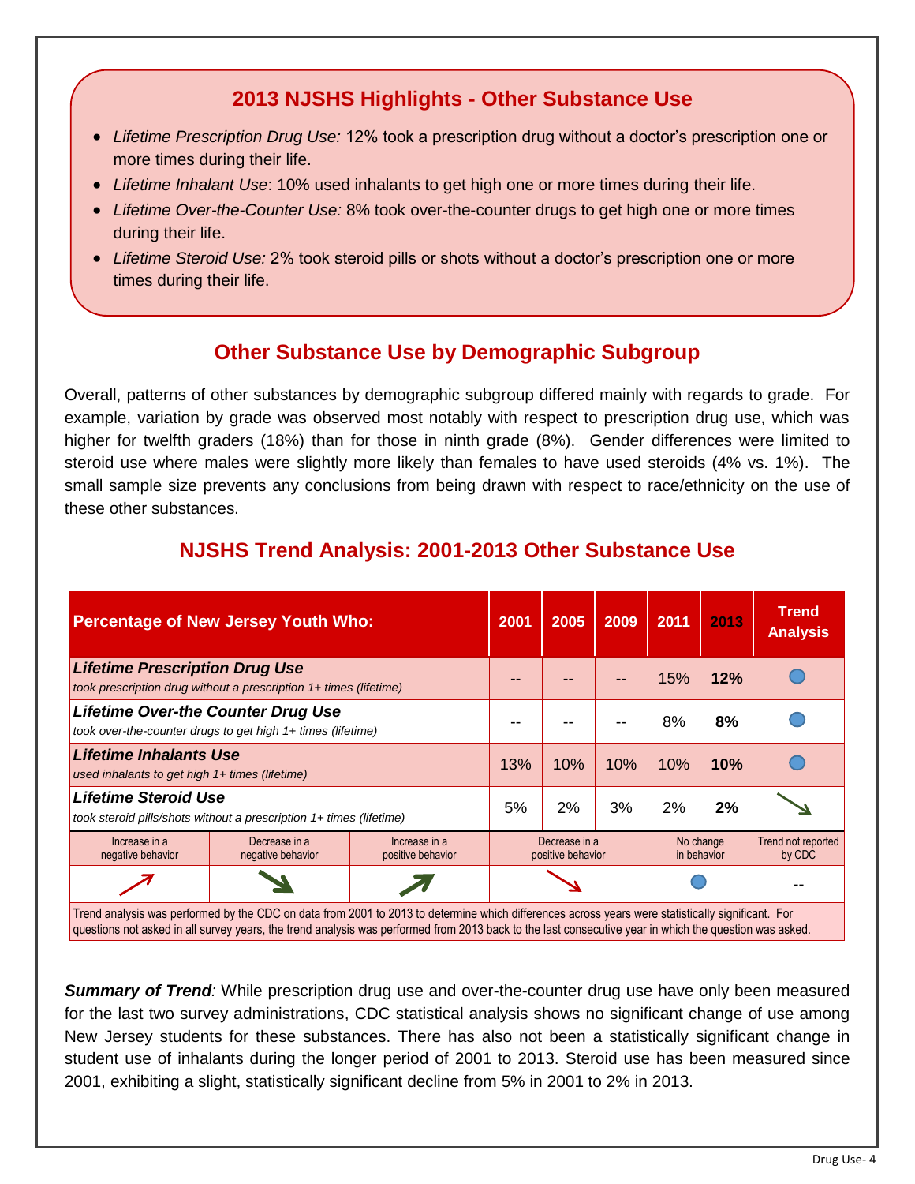## 2013 NJSHS Highlights - Other Substance Use

- *Lifetime Prescription Drug Use:* 12% took a prescription drug without a doctor's prescription one or more times during their life.
- *Lifetime Inhalant Use*: 10% used inhalants to get high one or more times during their life.
- *Lifetime Over-the-Counter Use:* 8% took over-the-counter drugs to get high one or more times during their life.
- *Lifetime Steroid Use:* 2% took steroid pills or shots without a doctor's prescription one or more times during their life.

## Other Substance Use by Demographic Subgroup

Overall, patterns of other substances by demographic subgroup differed mainly with regards to grade. For example, variation by grade was observed most notably with respect to prescription drug use, which was higher for twelfth graders (18%) than for those in ninth grade (8%). Gender differences were limited to steroid use where males were slightly more likely than females to have used steroids (4% vs. 1%). The small sample size prevents any conclusions from being drawn with respect to race/ethnicity on the use of these other substances.

## NJSHS Trend Analysis: 2001-2013 Other Substance Use

| Percentage of New Jersey Youth Who: | 2001 | 2005 | 2009 | 2011 | 2013 | Trend Analysis |
|---|---|---|---|---|---|---|
| ***Lifetime Prescription Drug Use*** *took prescription drug without a doctor's prescription 1+ times (lifetime)* | -- | -- | -- | 15% | **12%** | No change in behavior |
| ***Lifetime Over-the Counter Drug Use*** *took over-the-counter drugs to get high 1+ times (lifetime)* | -- | -- | -- | 8% | **8%** | No change in behavior |
| ***Lifetime Inhalants Use*** *used inhalants to get high 1+ times (lifetime)* | 13% | 10% | 10% | 10% | **10%** | No change in behavior |
| ***Lifetime Steroid Use*** *took steroid pills/shots without a prescription 1+ times (lifetime)* | 5% | 2% | 3% | 2% | **2%** | Decrease in a negative behavior |

| Increase in a negative behavior | Decrease in a negative behavior | Increase in a positive behavior | Decrease in a positive behavior | No change in behavior | Trend not reported by CDC |
|---|---|---|---|---|---|
| ↗ | ↘ | ↗ | ↘ | ● | -- |

Trend analysis was performed by the CDC on data from 2001 to 2013 to determine which differences across years were statistically significant. For questions not asked in all survey years, the trend analysis was performed from 2013 back to the last consecutive year in which the question was asked.

***Summary of Trend**:* While prescription drug use and over-the-counter drug use have only been measured for the last two survey administrations, CDC statistical analysis shows no significant change of use among New Jersey students for these substances. There has also not been a statistically significant change in student use of inhalants during the longer period of 2001 to 2013. Steroid use has been measured since 2001, exhibiting a slight, statistically significant decline from 5% in 2001 to 2% in 2013.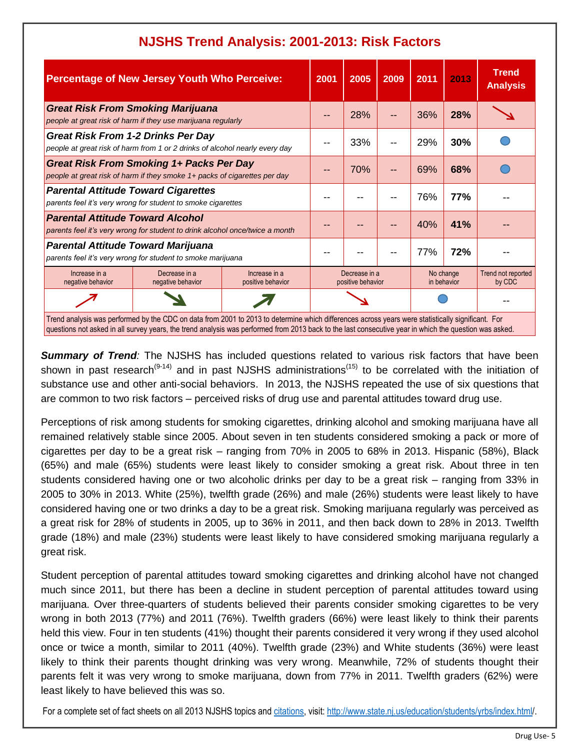## NJSHS Trend Analysis: 2001-2013: Risk Factors

| Percentage of New Jersey Youth Who Perceive: | 2001 | 2005 | 2009 | 2011 | 2013 | Trend Analysis |
|---|---|---|---|---|---|---|
| ***Great Risk From Smoking Marijuana*** *people at great risk of harm if they use marijuana regularly* | -- | 28% | -- | 36% | **28%** | ↘ |
| ***Great Risk From 1-2 Drinks Per Day*** *people at great risk of harm from 1 or 2 drinks of alcohol nearly every day* | -- | 33% | -- | 29% | **30%** | ● |
| ***Great Risk From Smoking 1+ Packs Per Day*** *people at great risk of harm if they smoke 1+ packs of cigarettes per day* | -- | 70% | -- | 69% | **68%** | ● |
| ***Parental Attitude Toward Cigarettes*** *parents feel it's very wrong for student to smoke cigarettes* | -- | -- | -- | 76% | **77%** | -- |
| ***Parental Attitude Toward Alcohol*** *parents feel it's very wrong for student to drink alcohol once/twice a month* | -- | -- | -- | 40% | **41%** | -- |
| ***Parental Attitude Toward Marijuana*** *parents feel it's very wrong for student to smoke marijuana* | -- | -- | -- | 77% | **72%** | -- |

| Increase in a negative behavior | Decrease in a negative behavior | Increase in a positive behavior | Decrease in a positive behavior | No change in behavior | Trend not reported by CDC |
|---|---|---|---|---|---|
| ↗ | ↘ | ↗ | ↘ | ● | -- |

Trend analysis was performed by the CDC on data from 2001 to 2013 to determine which differences across years were statistically significant. For questions not asked in all survey years, the trend analysis was performed from 2013 back to the last consecutive year in which the question was asked.

***Summary of Trend**:* The NJSHS has included questions related to various risk factors that have been shown in past research[9-14] and in past NJSHS administrations[15] to be correlated with the initiation of substance use and other anti-social behaviors. In 2013, the NJSHS repeated the use of six questions that are common to two risk factors – perceived risks of drug use and parental attitudes toward drug use.

Perceptions of risk among students for smoking cigarettes, drinking alcohol and smoking marijuana have all remained relatively stable since 2005. About seven in ten students considered smoking a pack or more of cigarettes per day to be a great risk – ranging from 70% in 2005 to 68% in 2013. Hispanic (58%), Black (65%) and male (65%) students were least likely to consider smoking a great risk. About three in ten students considered having one or two alcoholic drinks per day to be a great risk – ranging from 33% in 2005 to 30% in 2013. White (25%), twelfth grade (26%) and male (26%) students were least likely to have considered having one or two drinks a day to be a great risk. Smoking marijuana regularly was perceived as a great risk for 28% of students in 2005, up to 36% in 2011, and then back down to 28% in 2013. Twelfth grade (18%) and male (23%) students were least likely to have considered smoking marijuana regularly a great risk.

Student perception of parental attitudes toward smoking cigarettes and drinking alcohol have not changed much since 2011, but there has been a decline in student perception of parental attitudes toward using marijuana. Over three-quarters of students believed their parents consider smoking cigarettes to be very wrong in both 2013 (77%) and 2011 (76%). Twelfth graders (66%) were least likely to think their parents held this view. Four in ten students (41%) thought their parents considered it very wrong if they used alcohol once or twice a month, similar to 2011 (40%). Twelfth grade (23%) and White students (36%) were least likely to think their parents thought drinking was very wrong. Meanwhile, 72% of students thought their parents felt it was very wrong to smoke marijuana, down from 77% in 2011. Twelfth graders (62%) were least likely to have believed this was so.

For a complete set of fact sheets on all 2013 NJSHS topics and citations, visit: http://www.state.nj.us/education/students/yrbs/index.html/.